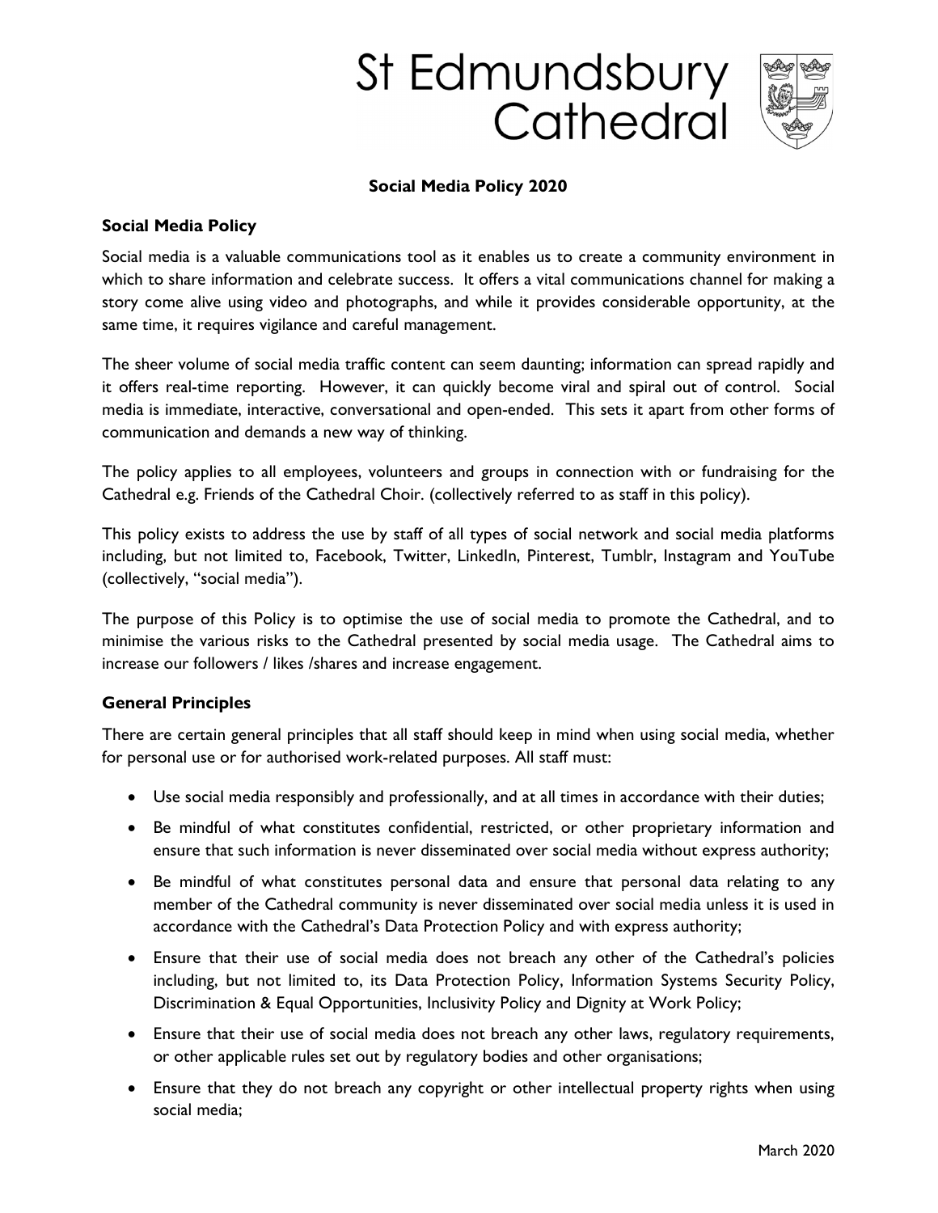# St Edmundsbury Cathedral

## Social Media Policy 2020

### Social Media Policy

Social media is a valuable communications tool as it enables us to create a community environment in which to share information and celebrate success. It offers a vital communications channel for making a story come alive using video and photographs, and while it provides considerable opportunity, at the same time, it requires vigilance and careful management.

The sheer volume of social media traffic content can seem daunting; information can spread rapidly and it offers real-time reporting. However, it can quickly become viral and spiral out of control. Social media is immediate, interactive, conversational and open-ended. This sets it apart from other forms of communication and demands a new way of thinking.

The policy applies to all employees, volunteers and groups in connection with or fundraising for the Cathedral e.g. Friends of the Cathedral Choir. (collectively referred to as staff in this policy).

This policy exists to address the use by staff of all types of social network and social media platforms including, but not limited to, Facebook, Twitter, LinkedIn, Pinterest, Tumblr, Instagram and YouTube (collectively, "social media").

The purpose of this Policy is to optimise the use of social media to promote the Cathedral, and to minimise the various risks to the Cathedral presented by social media usage. The Cathedral aims to increase our followers / likes /shares and increase engagement.

### General Principles

There are certain general principles that all staff should keep in mind when using social media, whether for personal use or for authorised work-related purposes. All staff must:

- Use social media responsibly and professionally, and at all times in accordance with their duties;
- Be mindful of what constitutes confidential, restricted, or other proprietary information and ensure that such information is never disseminated over social media without express authority;
- Be mindful of what constitutes personal data and ensure that personal data relating to any member of the Cathedral community is never disseminated over social media unless it is used in accordance with the Cathedral's Data Protection Policy and with express authority;
- Ensure that their use of social media does not breach any other of the Cathedral's policies including, but not limited to, its Data Protection Policy, Information Systems Security Policy, Discrimination & Equal Opportunities, Inclusivity Policy and Dignity at Work Policy;
- Ensure that their use of social media does not breach any other laws, regulatory requirements, or other applicable rules set out by regulatory bodies and other organisations;
- Ensure that they do not breach any copyright or other intellectual property rights when using social media;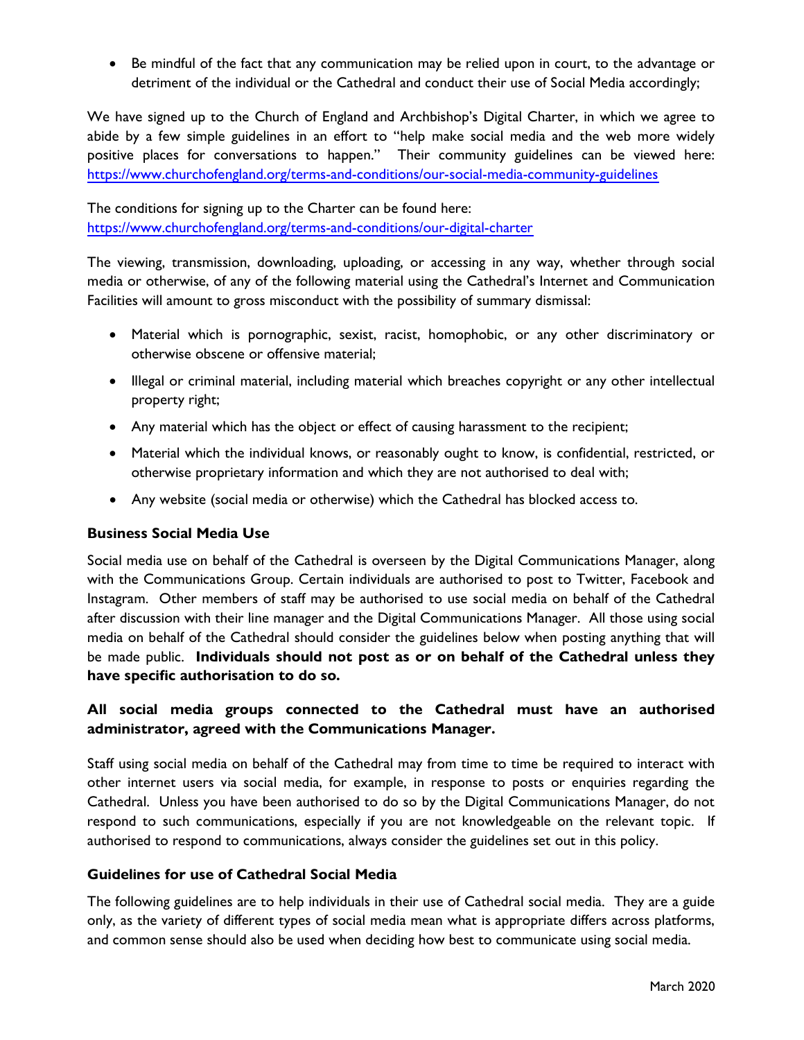- Be mindful of the fact that any communication may be relied upon in court, to the advantage or detriment of the individual or the Cathedral and conduct their use of Social Media accordingly;

We have signed up to the Church of England and Archbishop's Digital Charter, in which we agree to abide by a few simple guidelines in an effort to "help make social media and the web more widely positive places for conversations to happen." Their community guidelines can be viewed here: https://www.churchofengland.org/terms-and-conditions/our-social-media-community-guidelines

The conditions for signing up to the Charter can be found here: https://www.churchofengland.org/terms-and-conditions/our-digital-charter

The viewing, transmission, downloading, uploading, or accessing in any way, whether through social media or otherwise, of any of the following material using the Cathedral's Internet and Communication Facilities will amount to gross misconduct with the possibility of summary dismissal:

- Material which is pornographic, sexist, racist, homophobic, or any other discriminatory or otherwise obscene or offensive material;
- Illegal or criminal material, including material which breaches copyright or any other intellectual property right;
- Any material which has the object or effect of causing harassment to the recipient;
- Material which the individual knows, or reasonably ought to know, is confidential, restricted, or otherwise proprietary information and which they are not authorised to deal with;
- Any website (social media or otherwise) which the Cathedral has blocked access to.

### Business Social Media Use

Social media use on behalf of the Cathedral is overseen by the Digital Communications Manager, along with the Communications Group. Certain individuals are authorised to post to Twitter, Facebook and Instagram. Other members of staff may be authorised to use social media on behalf of the Cathedral after discussion with their line manager and the Digital Communications Manager. All those using social media on behalf of the Cathedral should consider the guidelines below when posting anything that will be made public. **Individuals should not post as or on behalf of the Cathedral unless they have specific authorisation to do so.**

**All social media groups connected to the Cathedral must have an authorised administrator, agreed with the Communications Manager.**

Staff using social media on behalf of the Cathedral may from time to time be required to interact with other internet users via social media, for example, in response to posts or enquiries regarding the Cathedral. Unless you have been authorised to do so by the Digital Communications Manager, do not respond to such communications, especially if you are not knowledgeable on the relevant topic. If authorised to respond to communications, always consider the guidelines set out in this policy.

### Guidelines for use of Cathedral Social Media

The following guidelines are to help individuals in their use of Cathedral social media. They are a guide only, as the variety of different types of social media mean what is appropriate differs across platforms, and common sense should also be used when deciding how best to communicate using social media.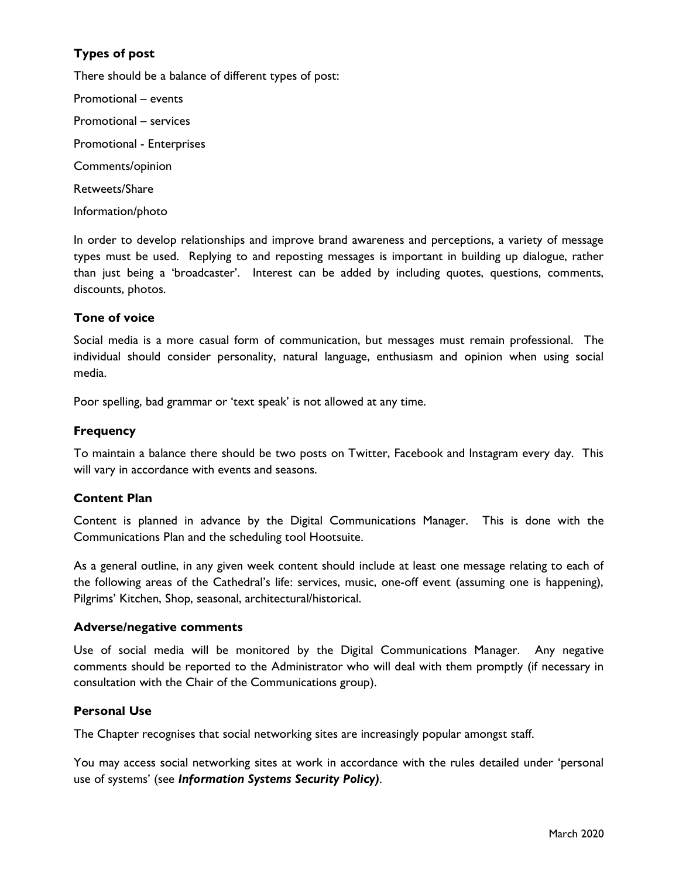### Types of post

There should be a balance of different types of post:

Promotional – events

Promotional – services

Promotional - Enterprises

Comments/opinion

Retweets/Share

Information/photo

In order to develop relationships and improve brand awareness and perceptions, a variety of message types must be used. Replying to and reposting messages is important in building up dialogue, rather than just being a 'broadcaster'. Interest can be added by including quotes, questions, comments, discounts, photos.

### Tone of voice

Social media is a more casual form of communication, but messages must remain professional. The individual should consider personality, natural language, enthusiasm and opinion when using social media.

Poor spelling, bad grammar or 'text speak' is not allowed at any time.

### Frequency

To maintain a balance there should be two posts on Twitter, Facebook and Instagram every day. This will vary in accordance with events and seasons.

### Content Plan

Content is planned in advance by the Digital Communications Manager. This is done with the Communications Plan and the scheduling tool Hootsuite.

As a general outline, in any given week content should include at least one message relating to each of the following areas of the Cathedral's life: services, music, one-off event (assuming one is happening), Pilgrims' Kitchen, Shop, seasonal, architectural/historical.

### Adverse/negative comments

Use of social media will be monitored by the Digital Communications Manager. Any negative comments should be reported to the Administrator who will deal with them promptly (if necessary in consultation with the Chair of the Communications group).

### Personal Use

The Chapter recognises that social networking sites are increasingly popular amongst staff.

You may access social networking sites at work in accordance with the rules detailed under 'personal use of systems' (see ***Information Systems Security Policy)***.

March 2020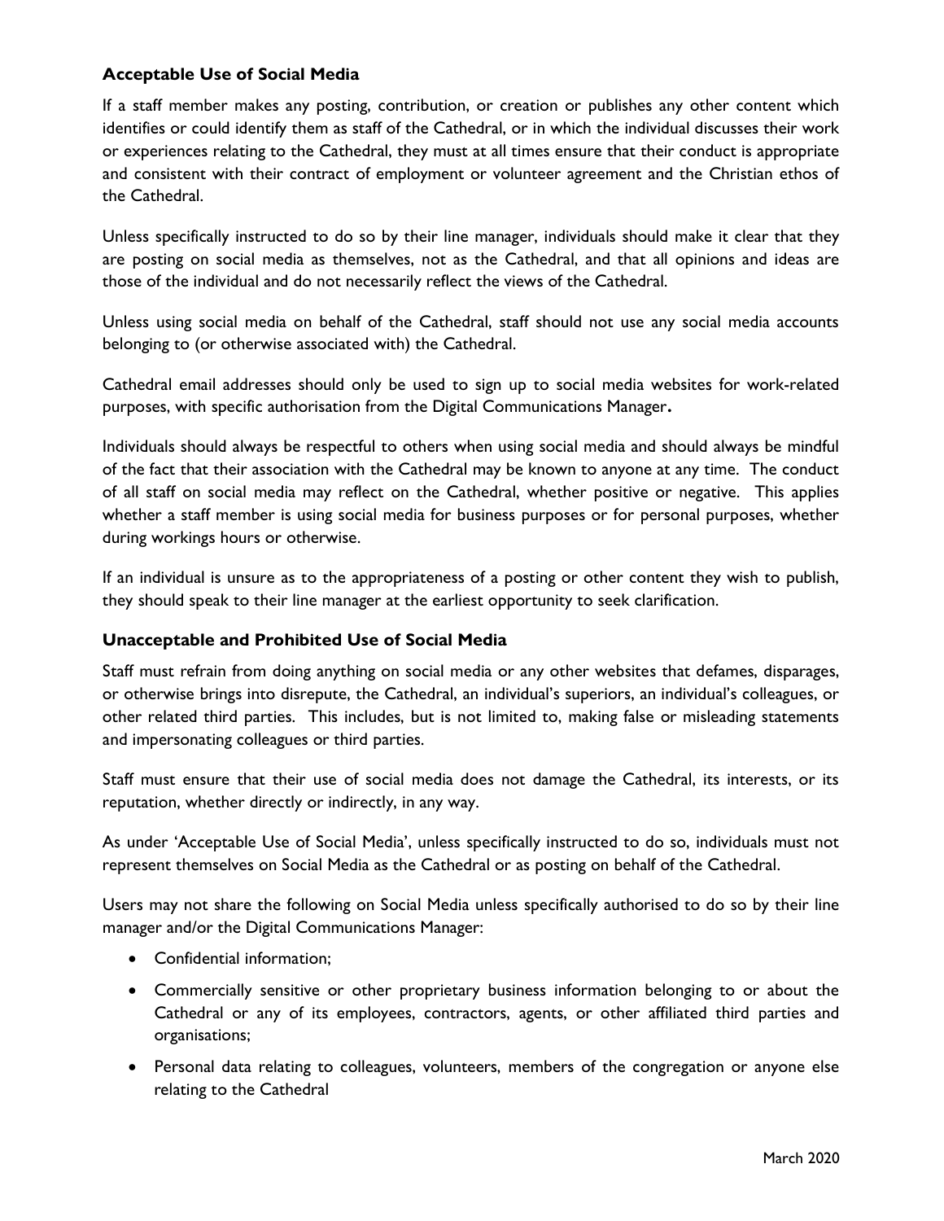### Acceptable Use of Social Media

If a staff member makes any posting, contribution, or creation or publishes any other content which identifies or could identify them as staff of the Cathedral, or in which the individual discusses their work or experiences relating to the Cathedral, they must at all times ensure that their conduct is appropriate and consistent with their contract of employment or volunteer agreement and the Christian ethos of the Cathedral.

Unless specifically instructed to do so by their line manager, individuals should make it clear that they are posting on social media as themselves, not as the Cathedral, and that all opinions and ideas are those of the individual and do not necessarily reflect the views of the Cathedral.

Unless using social media on behalf of the Cathedral, staff should not use any social media accounts belonging to (or otherwise associated with) the Cathedral.

Cathedral email addresses should only be used to sign up to social media websites for work-related purposes, with specific authorisation from the Digital Communications Manager**.**

Individuals should always be respectful to others when using social media and should always be mindful of the fact that their association with the Cathedral may be known to anyone at any time. The conduct of all staff on social media may reflect on the Cathedral, whether positive or negative. This applies whether a staff member is using social media for business purposes or for personal purposes, whether during workings hours or otherwise.

If an individual is unsure as to the appropriateness of a posting or other content they wish to publish, they should speak to their line manager at the earliest opportunity to seek clarification.

### Unacceptable and Prohibited Use of Social Media

Staff must refrain from doing anything on social media or any other websites that defames, disparages, or otherwise brings into disrepute, the Cathedral, an individual's superiors, an individual's colleagues, or other related third parties. This includes, but is not limited to, making false or misleading statements and impersonating colleagues or third parties.

Staff must ensure that their use of social media does not damage the Cathedral, its interests, or its reputation, whether directly or indirectly, in any way.

As under 'Acceptable Use of Social Media', unless specifically instructed to do so, individuals must not represent themselves on Social Media as the Cathedral or as posting on behalf of the Cathedral.

Users may not share the following on Social Media unless specifically authorised to do so by their line manager and/or the Digital Communications Manager:

- Confidential information;
- Commercially sensitive or other proprietary business information belonging to or about the Cathedral or any of its employees, contractors, agents, or other affiliated third parties and organisations;
- Personal data relating to colleagues, volunteers, members of the congregation or anyone else relating to the Cathedral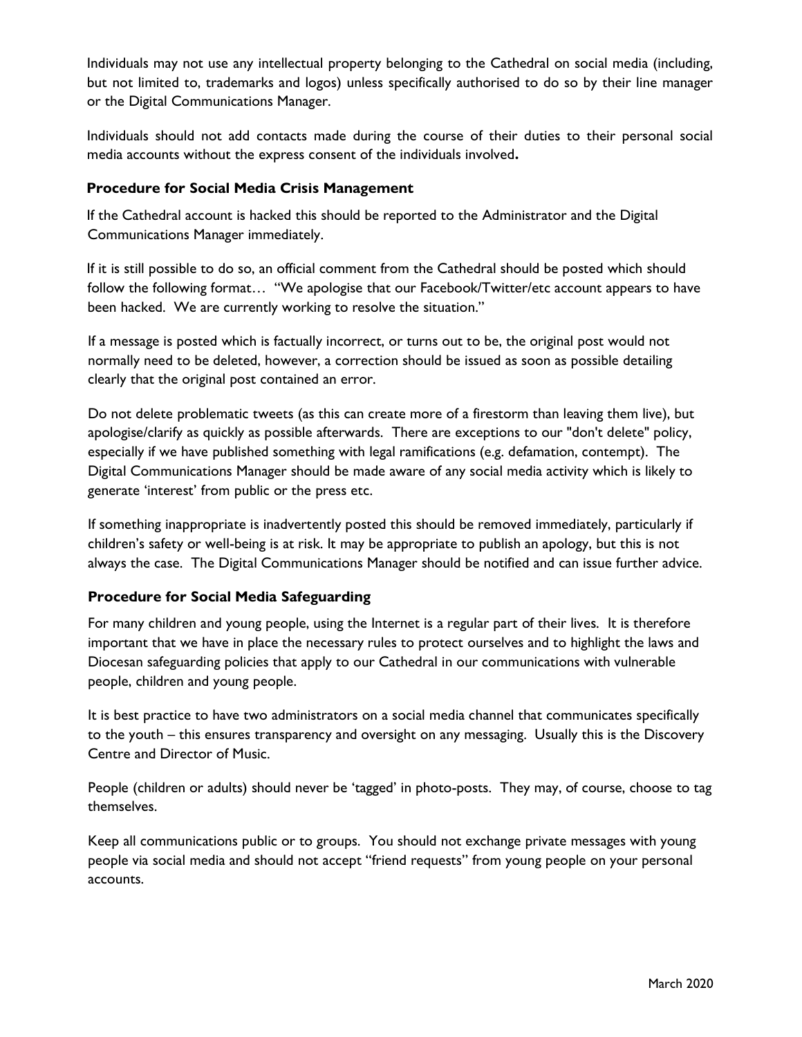Individuals may not use any intellectual property belonging to the Cathedral on social media (including, but not limited to, trademarks and logos) unless specifically authorised to do so by their line manager or the Digital Communications Manager.

Individuals should not add contacts made during the course of their duties to their personal social media accounts without the express consent of the individuals involved**.**

### Procedure for Social Media Crisis Management

If the Cathedral account is hacked this should be reported to the Administrator and the Digital Communications Manager immediately.

If it is still possible to do so, an official comment from the Cathedral should be posted which should follow the following format… "We apologise that our Facebook/Twitter/etc account appears to have been hacked. We are currently working to resolve the situation."

If a message is posted which is factually incorrect, or turns out to be, the original post would not normally need to be deleted, however, a correction should be issued as soon as possible detailing clearly that the original post contained an error.

Do not delete problematic tweets (as this can create more of a firestorm than leaving them live), but apologise/clarify as quickly as possible afterwards. There are exceptions to our "don't delete" policy, especially if we have published something with legal ramifications (e.g. defamation, contempt). The Digital Communications Manager should be made aware of any social media activity which is likely to generate 'interest' from public or the press etc.

If something inappropriate is inadvertently posted this should be removed immediately, particularly if children's safety or well-being is at risk. It may be appropriate to publish an apology, but this is not always the case. The Digital Communications Manager should be notified and can issue further advice.

### Procedure for Social Media Safeguarding

For many children and young people, using the Internet is a regular part of their lives. It is therefore important that we have in place the necessary rules to protect ourselves and to highlight the laws and Diocesan safeguarding policies that apply to our Cathedral in our communications with vulnerable people, children and young people.

It is best practice to have two administrators on a social media channel that communicates specifically to the youth – this ensures transparency and oversight on any messaging. Usually this is the Discovery Centre and Director of Music.

People (children or adults) should never be 'tagged' in photo-posts. They may, of course, choose to tag themselves.

Keep all communications public or to groups. You should not exchange private messages with young people via social media and should not accept "friend requests" from young people on your personal accounts.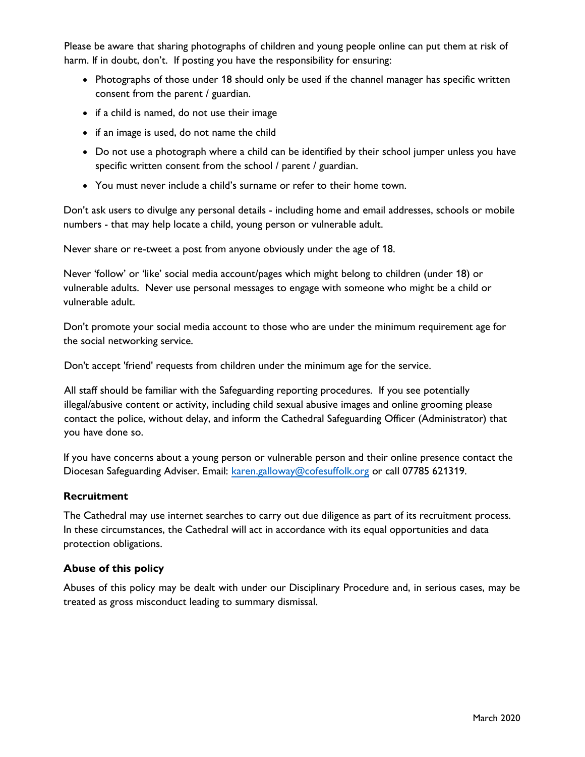Please be aware that sharing photographs of children and young people online can put them at risk of harm. If in doubt, don't. If posting you have the responsibility for ensuring:

- Photographs of those under 18 should only be used if the channel manager has specific written consent from the parent / guardian.
- if a child is named, do not use their image
- if an image is used, do not name the child
- Do not use a photograph where a child can be identified by their school jumper unless you have specific written consent from the school / parent / guardian.
- You must never include a child's surname or refer to their home town.

Don't ask users to divulge any personal details - including home and email addresses, schools or mobile numbers - that may help locate a child, young person or vulnerable adult.

Never share or re-tweet a post from anyone obviously under the age of 18.

Never 'follow' or 'like' social media account/pages which might belong to children (under 18) or vulnerable adults. Never use personal messages to engage with someone who might be a child or vulnerable adult.

Don't promote your social media account to those who are under the minimum requirement age for the social networking service.

Don't accept 'friend' requests from children under the minimum age for the service.

All staff should be familiar with the Safeguarding reporting procedures. If you see potentially illegal/abusive content or activity, including child sexual abusive images and online grooming please contact the police, without delay, and inform the Cathedral Safeguarding Officer (Administrator) that you have done so.

If you have concerns about a young person or vulnerable person and their online presence contact the Diocesan Safeguarding Adviser. Email: [karen.galloway@cofesuffolk.org](mailto:karen.galloway@cofesuffolk.org) or call 07785 621319.

**Recruitment**

The Cathedral may use internet searches to carry out due diligence as part of its recruitment process. In these circumstances, the Cathedral will act in accordance with its equal opportunities and data protection obligations.

**Abuse of this policy**

Abuses of this policy may be dealt with under our Disciplinary Procedure and, in serious cases, may be treated as gross misconduct leading to summary dismissal.

March 2020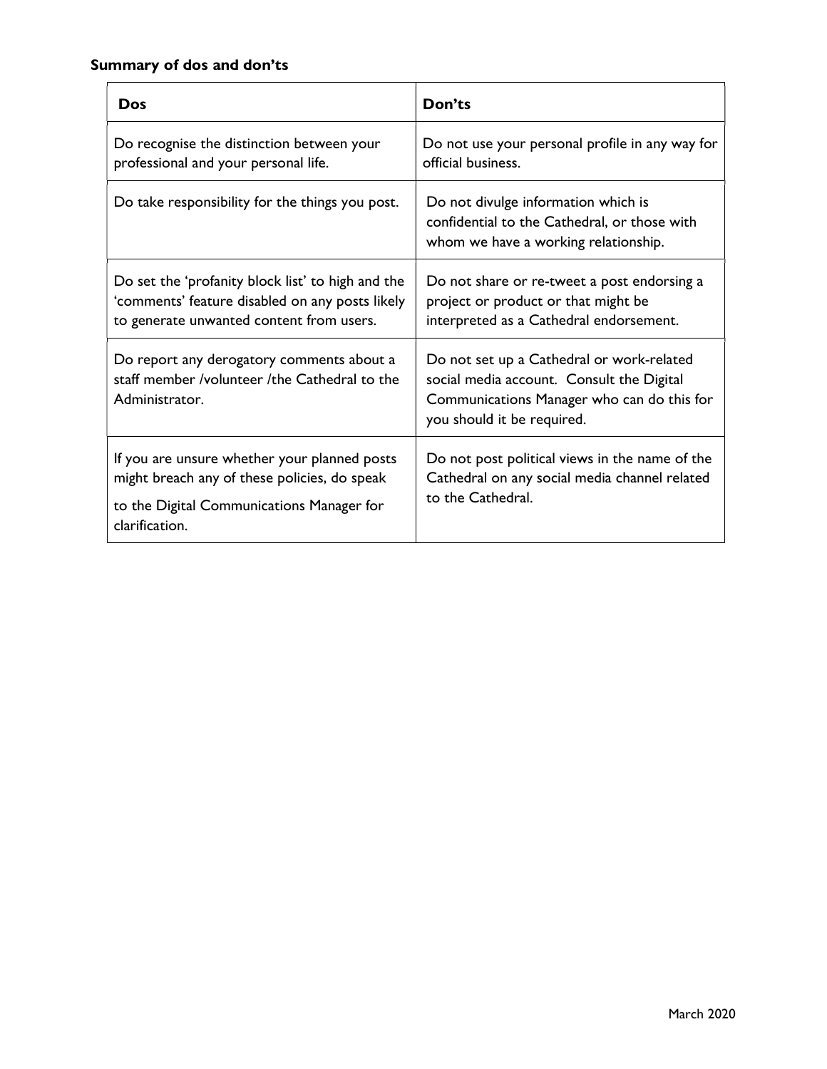**Summary of dos and don'ts**

| Dos | Don'ts |
| --- | --- |
| Do recognise the distinction between your professional and your personal life. | Do not use your personal profile in any way for official business. |
| Do take responsibility for the things you post. | Do not divulge information which is confidential to the Cathedral, or those with whom we have a working relationship. |
| Do set the 'profanity block list' to high and the 'comments' feature disabled on any posts likely to generate unwanted content from users. | Do not share or re-tweet a post endorsing a project or product or that might be interpreted as a Cathedral endorsement. |
| Do report any derogatory comments about a staff member /volunteer /the Cathedral to the Administrator. | Do not set up a Cathedral or work-related social media account. Consult the Digital Communications Manager who can do this for you should it be required. |
| If you are unsure whether your planned posts might breach any of these policies, do speak to the Digital Communications Manager for clarification. | Do not post political views in the name of the Cathedral on any social media channel related to the Cathedral. |

March 2020